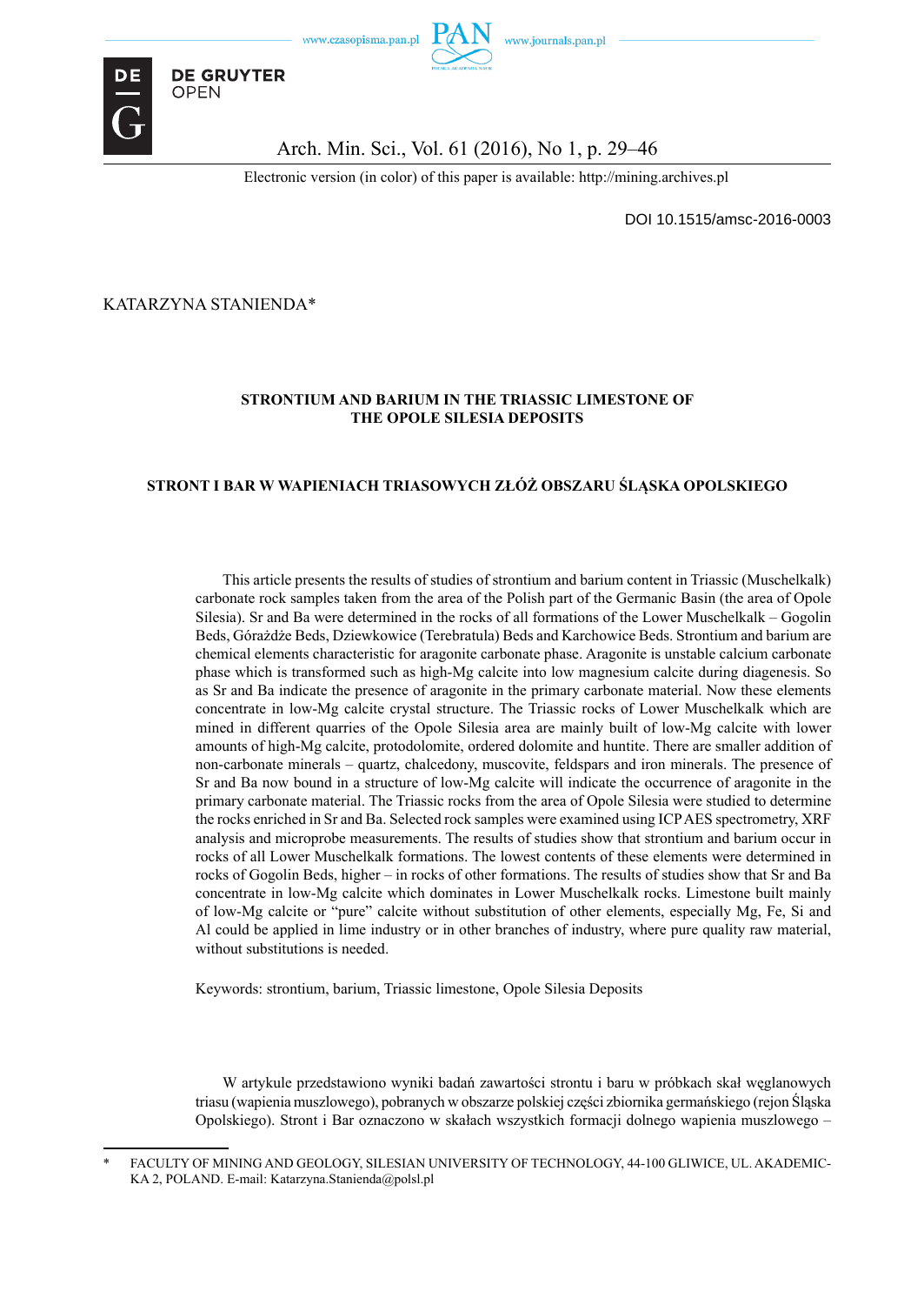Electronic version (in color) of this paper is available: http://mining.archives.pl

DOI 10.1515/amsc-2016-0003

KATARZYNA STANIENDA*

# STRONTIUM AND BARIUM IN THE TRIASSIC LIMESTONE OF THE OPOLE SILESIA DEPOSITS

# STRONT I BAR W WAPIENIACH TRIASOWYCH ZŁÓŻ OBSZARU ŚLĄSKA OPOLSKIEGO

This article presents the results of studies of strontium and barium content in Triassic (Muschelkalk) carbonate rock samples taken from the area of the Polish part of the Germanic Basin (the area of Opole Silesia). Sr and Ba were determined in the rocks of all formations of the Lower Muschelkalk – Gogolin Beds, Górażdże Beds, Dziewkowice (Terebratula) Beds and Karchowice Beds. Strontium and barium are chemical elements characteristic for aragonite carbonate phase. Aragonite is unstable calcium carbonate phase which is transformed such as high-Mg calcite into low magnesium calcite during diagenesis. So as Sr and Ba indicate the presence of aragonite in the primary carbonate material. Now these elements concentrate in low-Mg calcite crystal structure. The Triassic rocks of Lower Muschelkalk which are mined in different quarries of the Opole Silesia area are mainly built of low-Mg calcite with lower amounts of high-Mg calcite, protodolomite, ordered dolomite and huntite. There are smaller addition of non-carbonate minerals – quartz, chalcedony, muscovite, feldspars and iron minerals. The presence of Sr and Ba now bound in a structure of low-Mg calcite will indicate the occurrence of aragonite in the primary carbonate material. The Triassic rocks from the area of Opole Silesia were studied to determine the rocks enriched in Sr and Ba. Selected rock samples were examined using ICP AES spectrometry, XRF analysis and microprobe measurements. The results of studies show that strontium and barium occur in rocks of all Lower Muschelkalk formations. The lowest contents of these elements were determined in rocks of Gogolin Beds, higher – in rocks of other formations. The results of studies show that Sr and Ba concentrate in low-Mg calcite which dominates in Lower Muschelkalk rocks. Limestone built mainly of low-Mg calcite or "pure" calcite without substitution of other elements, especially Mg, Fe, Si and Al could be applied in lime industry or in other branches of industry, where pure quality raw material, without substitutions is needed.

Keywords: strontium, barium, Triassic limestone, Opole Silesia Deposits

W artykule przedstawiono wyniki badań zawartości strontu i baru w próbkach skał węglanowych triasu (wapienia muszlowego), pobranych w obszarze polskiej części zbiornika germańskiego (rejon Śląska Opolskiego). Stront i Bar oznaczono w skałach wszystkich formacji dolnego wapienia muszlowego –

---

* FACULTY OF MINING AND GEOLOGY, SILESIAN UNIVERSITY OF TECHNOLOGY, 44-100 GLIWICE, UL. AKADEMICKA 2, POLAND. E-mail: Katarzyna.Stanienda@polsl.pl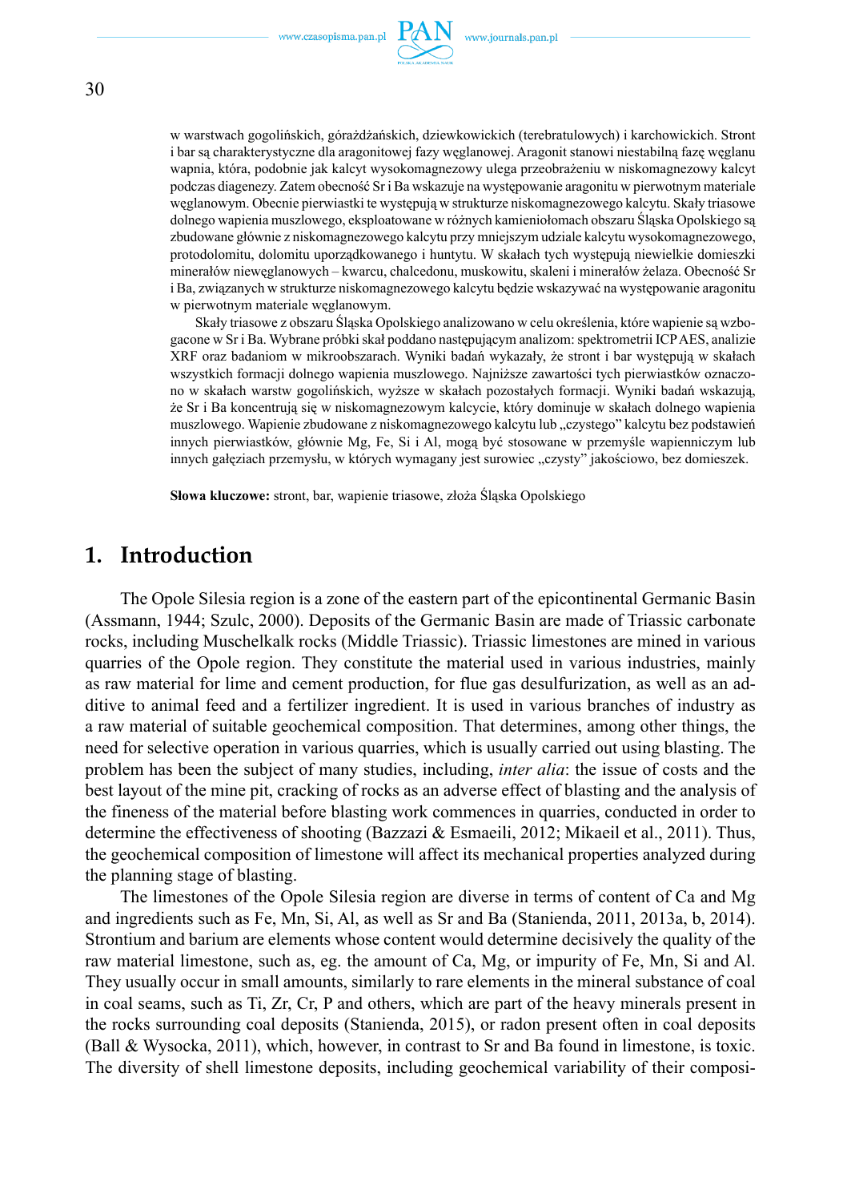w warstwach gogolińskich, górażdżańskich, dziewkowickich (terebratulowych) i karchowickich. Stront i bar są charakterystyczne dla aragonitowej fazy węglanowej. Aragonit stanowi niestabilną fazę węglanu wapnia, która, podobnie jak kalcyt wysokomagnezowy ulega przeobrażeniu w niskomagnezowy kalcyt podczas diagenezy. Zatem obecność Sr i Ba wskazuje na występowanie aragonitu w pierwotnym materiale węglanowym. Obecnie pierwiastki te występują w strukturze niskomagnezowego kalcytu. Skały triasowe dolnego wapienia muszlowego, eksploatowane w różnych kamieniołomach obszaru Śląska Opolskiego są zbudowane głównie z niskomagnezowego kalcytu przy mniejszym udziale kalcytu wysokomagnezowego, protodolomitu, dolomitu uporządkowanego i huntytu. W skałach tych występują niewielkie domieszki minerałów niewęglanowych – kwarcu, chalcedonu, muskowitu, skaleni i minerałów żelaza. Obecność Sr i Ba, związanych w strukturze niskomagnezowego kalcytu będzie wskazywać na występowanie aragonitu w pierwotnym materiale węglanowym.

Skały triasowe z obszaru Śląska Opolskiego analizowano w celu określenia, które wapienie są wzbogacone w Sr i Ba. Wybrane próbki skał poddano następującym analizom: spektrometrii ICP AES, analizie XRF oraz badaniom w mikroobszarach. Wyniki badań wykazały, że stront i bar występują w skałach wszystkich formacji dolnego wapienia muszlowego. Najniższe zawartości tych pierwiastków oznaczono w skałach warstw gogolińskich, wyższe w skałach pozostałych formacji. Wyniki badań wskazują, że Sr i Ba koncentrują się w niskomagnezowym kalcycie, który dominuje w skałach dolnego wapienia muszlowego. Wapienie zbudowane z niskomagnezowego kalcytu lub „czystego" kalcytu bez podstawień innych pierwiastków, głównie Mg, Fe, Si i Al, mogą być stosowane w przemyśle wapienniczym lub innych gałęziach przemysłu, w których wymagany jest surowiec „czysty" jakościowo, bez domieszek.

**Słowa kluczowe:** stront, bar, wapienie triasowe, złoża Śląska Opolskiego

## 1. Introduction

The Opole Silesia region is a zone of the eastern part of the epicontinental Germanic Basin (Assmann, 1944; Szulc, 2000). Deposits of the Germanic Basin are made of Triassic carbonate rocks, including Muschelkalk rocks (Middle Triassic). Triassic limestones are mined in various quarries of the Opole region. They constitute the material used in various industries, mainly as raw material for lime and cement production, for flue gas desulfurization, as well as an additive to animal feed and a fertilizer ingredient. It is used in various branches of industry as a raw material of suitable geochemical composition. That determines, among other things, the need for selective operation in various quarries, which is usually carried out using blasting. The problem has been the subject of many studies, including, *inter alia*: the issue of costs and the best layout of the mine pit, cracking of rocks as an adverse effect of blasting and the analysis of the fineness of the material before blasting work commences in quarries, conducted in order to determine the effectiveness of shooting (Bazzazi & Esmaeili, 2012; Mikaeil et al., 2011). Thus, the geochemical composition of limestone will affect its mechanical properties analyzed during the planning stage of blasting.

The limestones of the Opole Silesia region are diverse in terms of content of Ca and Mg and ingredients such as Fe, Mn, Si, Al, as well as Sr and Ba (Stanienda, 2011, 2013a, b, 2014). Strontium and barium are elements whose content would determine decisively the quality of the raw material limestone, such as, eg. the amount of Ca, Mg, or impurity of Fe, Mn, Si and Al. They usually occur in small amounts, similarly to rare elements in the mineral substance of coal in coal seams, such as Ti, Zr, Cr, P and others, which are part of the heavy minerals present in the rocks surrounding coal deposits (Stanienda, 2015), or radon present often in coal deposits (Ball & Wysocka, 2011), which, however, in contrast to Sr and Ba found in limestone, is toxic. The diversity of shell limestone deposits, including geochemical variability of their composi-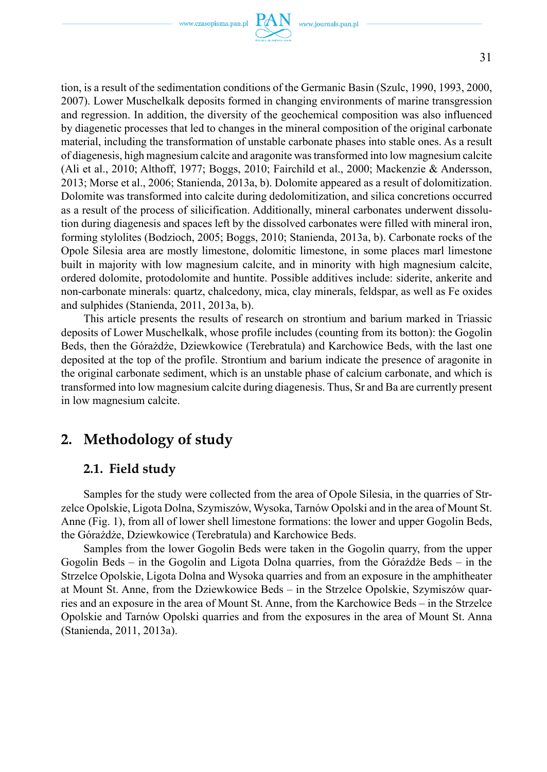tion, is a result of the sedimentation conditions of the Germanic Basin (Szulc, 1990, 1993, 2000, 2007). Lower Muschelkalk deposits formed in changing environments of marine transgression and regression. In addition, the diversity of the geochemical composition was also influenced by diagenetic processes that led to changes in the mineral composition of the original carbonate material, including the transformation of unstable carbonate phases into stable ones. As a result of diagenesis, high magnesium calcite and aragonite was transformed into low magnesium calcite (Ali et al., 2010; Althoff, 1977; Boggs, 2010; Fairchild et al., 2000; Mackenzie & Andersson, 2013; Morse et al., 2006; Stanienda, 2013a, b). Dolomite appeared as a result of dolomitization. Dolomite was transformed into calcite during dedolomitization, and silica concretions occurred as a result of the process of silicification. Additionally, mineral carbonates underwent dissolution during diagenesis and spaces left by the dissolved carbonates were filled with mineral iron, forming stylolites (Bodzioch, 2005; Boggs, 2010; Stanienda, 2013a, b). Carbonate rocks of the Opole Silesia area are mostly limestone, dolomitic limestone, in some places marl limestone built in majority with low magnesium calcite, and in minority with high magnesium calcite, ordered dolomite, protodolomite and huntite. Possible additives include: siderite, ankerite and non-carbonate minerals: quartz, chalcedony, mica, clay minerals, feldspar, as well as Fe oxides and sulphides (Stanienda, 2011, 2013a, b).

This article presents the results of research on strontium and barium marked in Triassic deposits of Lower Muschelkalk, whose profile includes (counting from its botton): the Gogolin Beds, then the Górażdże, Dziewkowice (Terebratula) and Karchowice Beds, with the last one deposited at the top of the profile. Strontium and barium indicate the presence of aragonite in the original carbonate sediment, which is an unstable phase of calcium carbonate, and which is transformed into low magnesium calcite during diagenesis. Thus, Sr and Ba are currently present in low magnesium calcite.

## 2. Methodology of study

### 2.1. Field study

Samples for the study were collected from the area of Opole Silesia, in the quarries of Strzelce Opolskie, Ligota Dolna, Szymiszów, Wysoka, Tarnów Opolski and in the area of Mount St. Anne (Fig. 1), from all of lower shell limestone formations: the lower and upper Gogolin Beds, the Górażdże, Dziewkowice (Terebratula) and Karchowice Beds.

Samples from the lower Gogolin Beds were taken in the Gogolin quarry, from the upper Gogolin Beds – in the Gogolin and Ligota Dolna quarries, from the Górażdże Beds – in the Strzelce Opolskie, Ligota Dolna and Wysoka quarries and from an exposure in the amphitheater at Mount St. Anne, from the Dziewkowice Beds – in the Strzelce Opolskie, Szymiszów quarries and an exposure in the area of Mount St. Anne, from the Karchowice Beds – in the Strzelce Opolskie and Tarnów Opolski quarries and from the exposures in the area of Mount St. Anna (Stanienda, 2011, 2013a).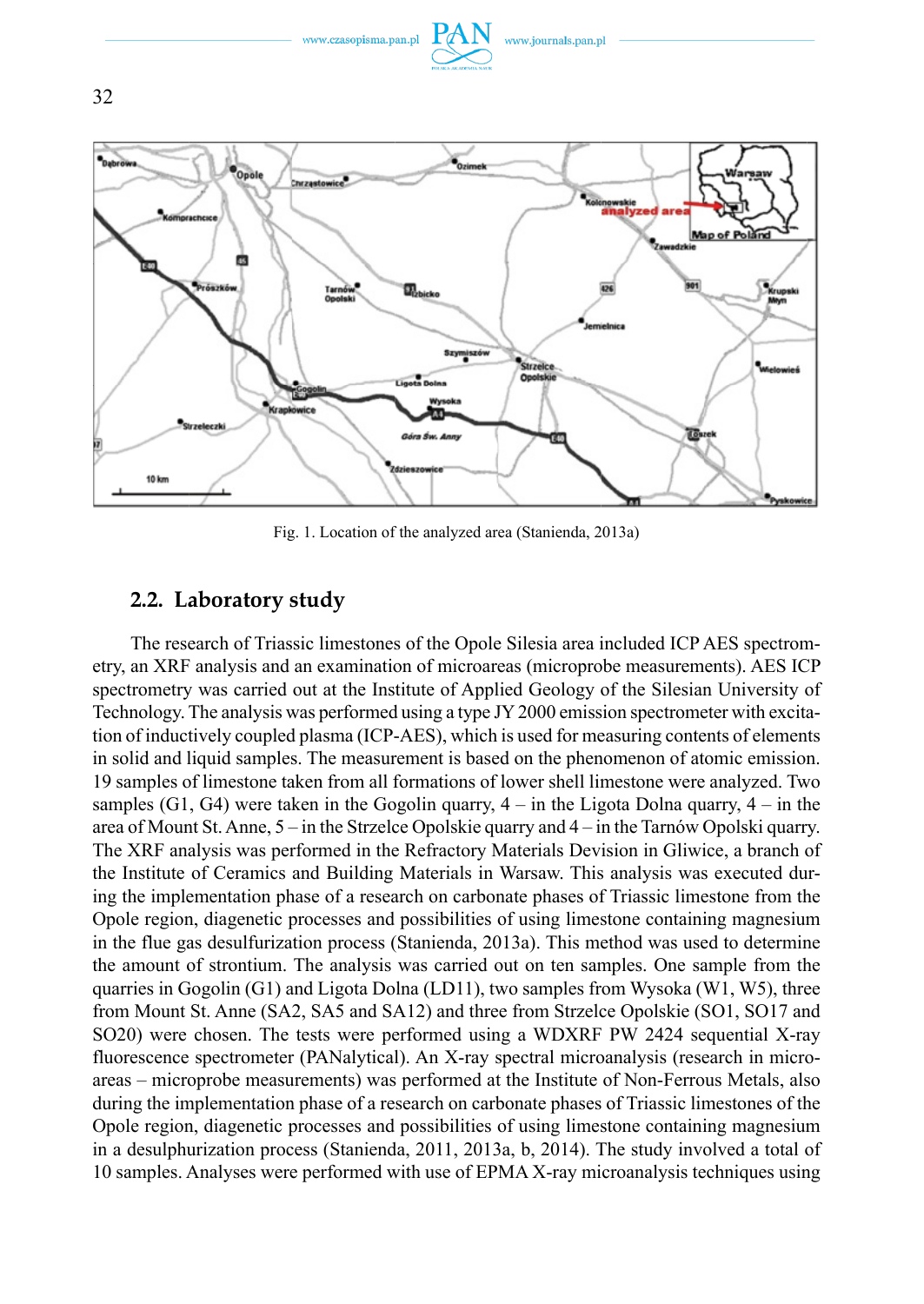Fig. 1. Location of the analyzed area (Stanienda, 2013a)

## 2.2. Laboratory study

The research of Triassic limestones of the Opole Silesia area included ICP AES spectrometry, an XRF analysis and an examination of microareas (microprobe measurements). AES ICP spectrometry was carried out at the Institute of Applied Geology of the Silesian University of Technology. The analysis was performed using a type JY 2000 emission spectrometer with excitation of inductively coupled plasma (ICP-AES), which is used for measuring contents of elements in solid and liquid samples. The measurement is based on the phenomenon of atomic emission. 19 samples of limestone taken from all formations of lower shell limestone were analyzed. Two samples (G1, G4) were taken in the Gogolin quarry, 4 – in the Ligota Dolna quarry, 4 – in the area of Mount St. Anne, 5 – in the Strzelce Opolskie quarry and 4 – in the Tarnów Opolski quarry. The XRF analysis was performed in the Refractory Materials Devision in Gliwice, a branch of the Institute of Ceramics and Building Materials in Warsaw. This analysis was executed during the implementation phase of a research on carbonate phases of Triassic limestone from the Opole region, diagenetic processes and possibilities of using limestone containing magnesium in the flue gas desulfurization process (Stanienda, 2013a). This method was used to determine the amount of strontium. The analysis was carried out on ten samples. One sample from the quarries in Gogolin (G1) and Ligota Dolna (LD11), two samples from Wysoka (W1, W5), three from Mount St. Anne (SA2, SA5 and SA12) and three from Strzelce Opolskie (SO1, SO17 and SO20) were chosen. The tests were performed using a WDXRF PW 2424 sequential X-ray fluorescence spectrometer (PANalytical). An X-ray spectral microanalysis (research in microareas – microprobe measurements) was performed at the Institute of Non-Ferrous Metals, also during the implementation phase of a research on carbonate phases of Triassic limestones of the Opole region, diagenetic processes and possibilities of using limestone containing magnesium in a desulphurization process (Stanienda, 2011, 2013a, b, 2014). The study involved a total of 10 samples. Analyses were performed with use of EPMA X-ray microanalysis techniques using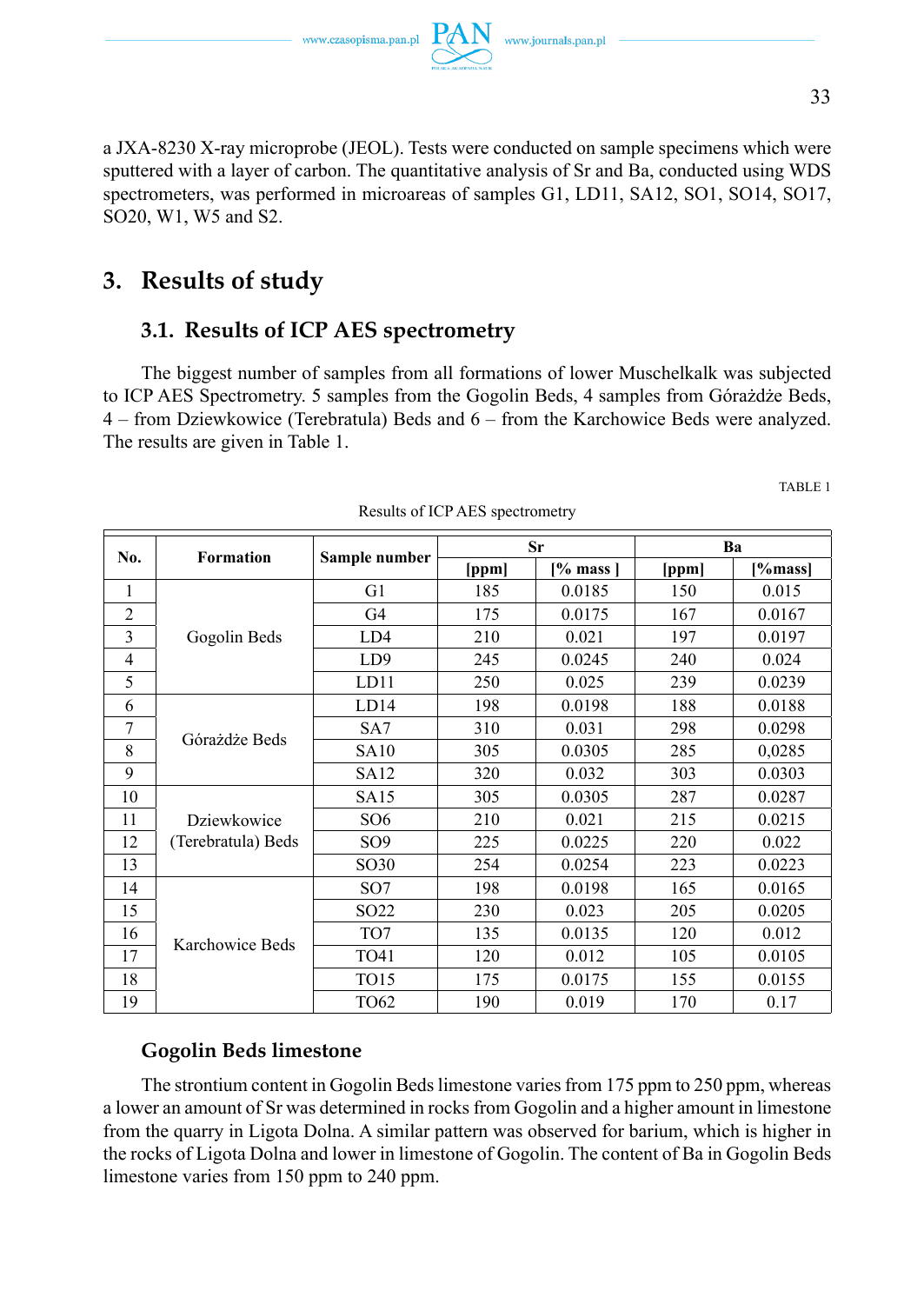a JXA-8230 X-ray microprobe (JEOL). Tests were conducted on sample specimens which were sputtered with a layer of carbon. The quantitative analysis of Sr and Ba, conducted using WDS spectrometers, was performed in microareas of samples G1, LD11, SA12, SO1, SO14, SO17, SO20, W1, W5 and S2.

# 3. Results of study

## 3.1. Results of ICP AES spectrometry

The biggest number of samples from all formations of lower Muschelkalk was subjected to ICP AES Spectrometry. 5 samples from the Gogolin Beds, 4 samples from Górażdże Beds, 4 – from Dziewkowice (Terebratula) Beds and 6 – from the Karchowice Beds were analyzed. The results are given in Table 1.

TABLE 1

Results of ICP AES spectrometry

| No. | Formation | Sample number | Sr | | Ba | |
|---|---|---|---|---|---|---|
| | | | [ppm] | [% mass ] | [ppm] | [%mass] |
| 1 | Gogolin Beds | G1 | 185 | 0.0185 | 150 | 0.015 |
| 2 | | G4 | 175 | 0.0175 | 167 | 0.0167 |
| 3 | | LD4 | 210 | 0.021 | 197 | 0.0197 |
| 4 | | LD9 | 245 | 0.0245 | 240 | 0.024 |
| 5 | | LD11 | 250 | 0.025 | 239 | 0.0239 |
| 6 | Górażdże Beds | LD14 | 198 | 0.0198 | 188 | 0.0188 |
| 7 | | SA7 | 310 | 0.031 | 298 | 0.0298 |
| 8 | | SA10 | 305 | 0.0305 | 285 | 0,0285 |
| 9 | | SA12 | 320 | 0.032 | 303 | 0.0303 |
| 10 | Dziewkowice (Terebratula) Beds | SA15 | 305 | 0.0305 | 287 | 0.0287 |
| 11 | | SO6 | 210 | 0.021 | 215 | 0.0215 |
| 12 | | SO9 | 225 | 0.0225 | 220 | 0.022 |
| 13 | | SO30 | 254 | 0.0254 | 223 | 0.0223 |
| 14 | Karchowice Beds | SO7 | 198 | 0.0198 | 165 | 0.0165 |
| 15 | | SO22 | 230 | 0.023 | 205 | 0.0205 |
| 16 | | TO7 | 135 | 0.0135 | 120 | 0.012 |
| 17 | | TO41 | 120 | 0.012 | 105 | 0.0105 |
| 18 | | TO15 | 175 | 0.0175 | 155 | 0.0155 |
| 19 | | TO62 | 190 | 0.019 | 170 | 0.17 |

### Gogolin Beds limestone

The strontium content in Gogolin Beds limestone varies from 175 ppm to 250 ppm, whereas a lower an amount of Sr was determined in rocks from Gogolin and a higher amount in limestone from the quarry in Ligota Dolna. A similar pattern was observed for barium, which is higher in the rocks of Ligota Dolna and lower in limestone of Gogolin. The content of Ba in Gogolin Beds limestone varies from 150 ppm to 240 ppm.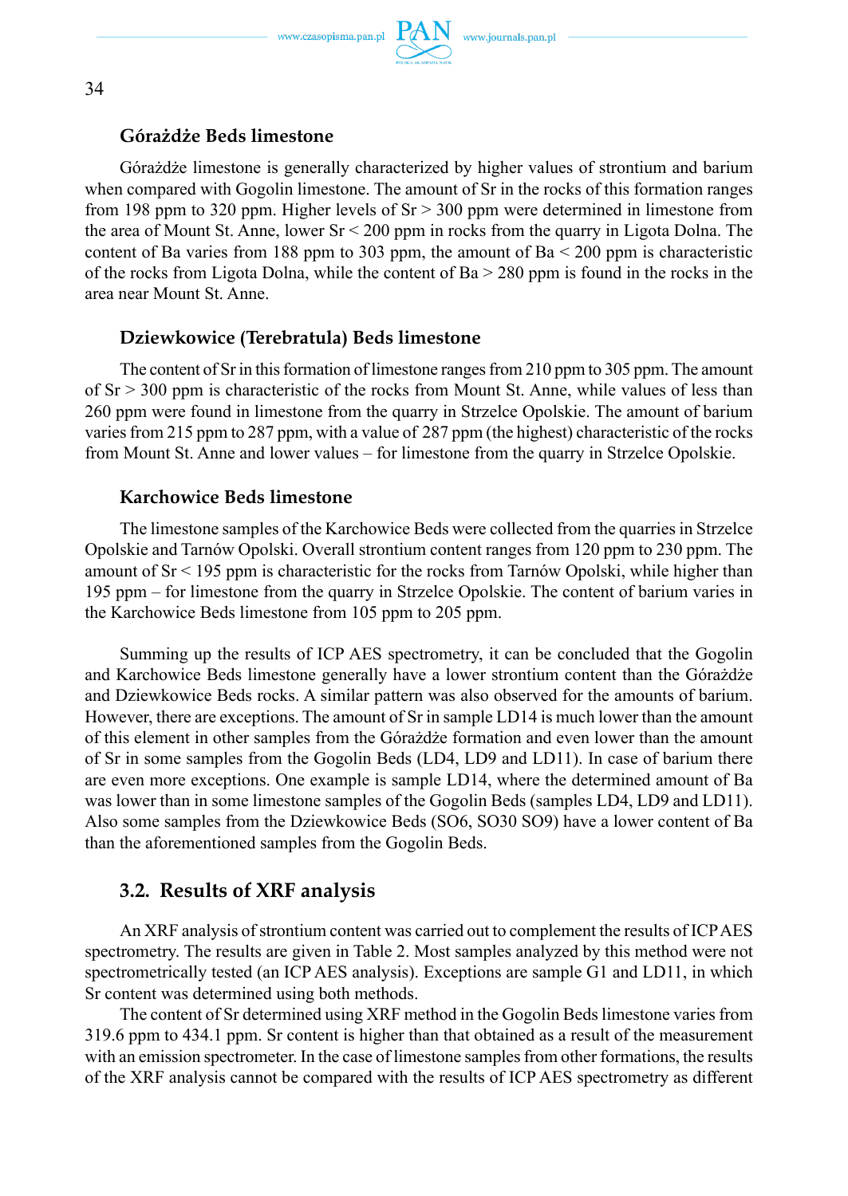### Górażdże Beds limestone

Górażdże limestone is generally characterized by higher values of strontium and barium when compared with Gogolin limestone. The amount of Sr in the rocks of this formation ranges from 198 ppm to 320 ppm. Higher levels of Sr > 300 ppm were determined in limestone from the area of Mount St. Anne, lower Sr < 200 ppm in rocks from the quarry in Ligota Dolna. The content of Ba varies from 188 ppm to 303 ppm, the amount of Ba < 200 ppm is characteristic of the rocks from Ligota Dolna, while the content of Ba > 280 ppm is found in the rocks in the area near Mount St. Anne.

### Dziewkowice (Terebratula) Beds limestone

The content of Sr in this formation of limestone ranges from 210 ppm to 305 ppm. The amount of Sr > 300 ppm is characteristic of the rocks from Mount St. Anne, while values of less than 260 ppm were found in limestone from the quarry in Strzelce Opolskie. The amount of barium varies from 215 ppm to 287 ppm, with a value of 287 ppm (the highest) characteristic of the rocks from Mount St. Anne and lower values – for limestone from the quarry in Strzelce Opolskie.

### Karchowice Beds limestone

The limestone samples of the Karchowice Beds were collected from the quarries in Strzelce Opolskie and Tarnów Opolski. Overall strontium content ranges from 120 ppm to 230 ppm. The amount of Sr < 195 ppm is characteristic for the rocks from Tarnów Opolski, while higher than 195 ppm – for limestone from the quarry in Strzelce Opolskie. The content of barium varies in the Karchowice Beds limestone from 105 ppm to 205 ppm.

Summing up the results of ICP AES spectrometry, it can be concluded that the Gogolin and Karchowice Beds limestone generally have a lower strontium content than the Górażdże and Dziewkowice Beds rocks. A similar pattern was also observed for the amounts of barium. However, there are exceptions. The amount of Sr in sample LD14 is much lower than the amount of this element in other samples from the Górażdże formation and even lower than the amount of Sr in some samples from the Gogolin Beds (LD4, LD9 and LD11). In case of barium there are even more exceptions. One example is sample LD14, where the determined amount of Ba was lower than in some limestone samples of the Gogolin Beds (samples LD4, LD9 and LD11). Also some samples from the Dziewkowice Beds (SO6, SO30 SO9) have a lower content of Ba than the aforementioned samples from the Gogolin Beds.

## 3.2. Results of XRF analysis

An XRF analysis of strontium content was carried out to complement the results of ICP AES spectrometry. The results are given in Table 2. Most samples analyzed by this method were not spectrometrically tested (an ICP AES analysis). Exceptions are sample G1 and LD11, in which Sr content was determined using both methods.

The content of Sr determined using XRF method in the Gogolin Beds limestone varies from 319.6 ppm to 434.1 ppm. Sr content is higher than that obtained as a result of the measurement with an emission spectrometer. In the case of limestone samples from other formations, the results of the XRF analysis cannot be compared with the results of ICP AES spectrometry as different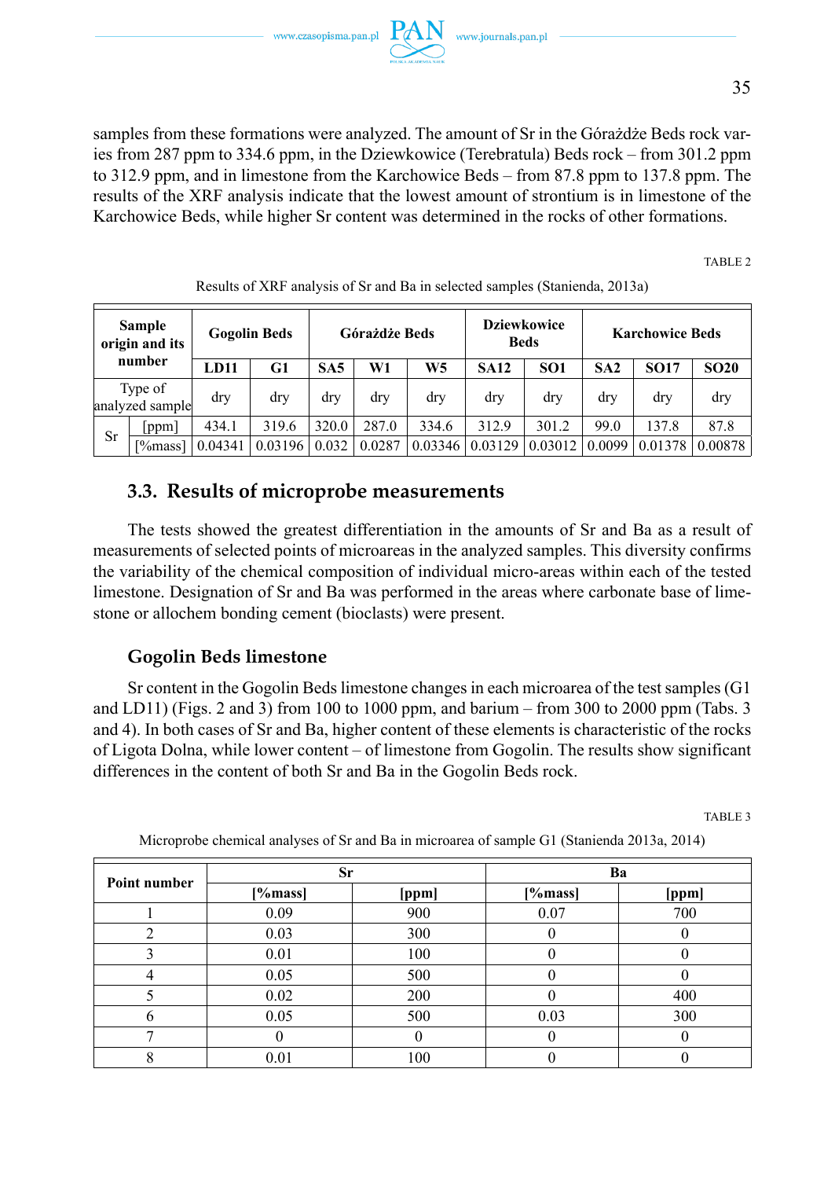samples from these formations were analyzed. The amount of Sr in the Górażdże Beds rock varies from 287 ppm to 334.6 ppm, in the Dziewkowice (Terebratula) Beds rock – from 301.2 ppm to 312.9 ppm, and in limestone from the Karchowice Beds – from 87.8 ppm to 137.8 ppm. The results of the XRF analysis indicate that the lowest amount of strontium is in limestone of the Karchowice Beds, while higher Sr content was determined in the rocks of other formations.

TABLE 2

Results of XRF analysis of Sr and Ba in selected samples (Stanienda, 2013a)

| **Sample origin and its number** | | **Gogolin Beds** | | **Górażdże Beds** | | | **Dziewkowice Beds** | | **Karchowice Beds** | | |
|---|---|---|---|---|---|---|---|---|---|---|---|
| | | **LD11** | **G1** | **SA5** | **W1** | **W5** | **SA12** | **SO1** | **SA2** | **SO17** | **SO20** |
| Type of analyzed sample | | dry | dry | dry | dry | dry | dry | dry | dry | dry | dry |
| Sr | [ppm] | 434.1 | 319.6 | 320.0 | 287.0 | 334.6 | 312.9 | 301.2 | 99.0 | 137.8 | 87.8 |
| | [%mass] | 0.04341 | 0.03196 | 0.032 | 0.0287 | 0.03346 | 0.03129 | 0.03012 | 0.0099 | 0.01378 | 0.00878 |

## 3.3. Results of microprobe measurements

The tests showed the greatest differentiation in the amounts of Sr and Ba as a result of measurements of selected points of microareas in the analyzed samples. This diversity confirms the variability of the chemical composition of individual micro-areas within each of the tested limestone. Designation of Sr and Ba was performed in the areas where carbonate base of limestone or allochem bonding cement (bioclasts) were present.

### Gogolin Beds limestone

Sr content in the Gogolin Beds limestone changes in each microarea of the test samples (G1 and LD11) (Figs. 2 and 3) from 100 to 1000 ppm, and barium – from 300 to 2000 ppm (Tabs. 3 and 4). In both cases of Sr and Ba, higher content of these elements is characteristic of the rocks of Ligota Dolna, while lower content – of limestone from Gogolin. The results show significant differences in the content of both Sr and Ba in the Gogolin Beds rock.

TABLE 3

Microprobe chemical analyses of Sr and Ba in microarea of sample G1 (Stanienda 2013a, 2014)

| **Point number** | **Sr** | | **Ba** | |
|---|---|---|---|---|
| | **[%mass]** | **[ppm]** | **[%mass]** | **[ppm]** |
| 1 | 0.09 | 900 | 0.07 | 700 |
| 2 | 0.03 | 300 | 0 | 0 |
| 3 | 0.01 | 100 | 0 | 0 |
| 4 | 0.05 | 500 | 0 | 0 |
| 5 | 0.02 | 200 | 0 | 400 |
| 6 | 0.05 | 500 | 0.03 | 300 |
| 7 | 0 | 0 | 0 | 0 |
| 8 | 0.01 | 100 | 0 | 0 |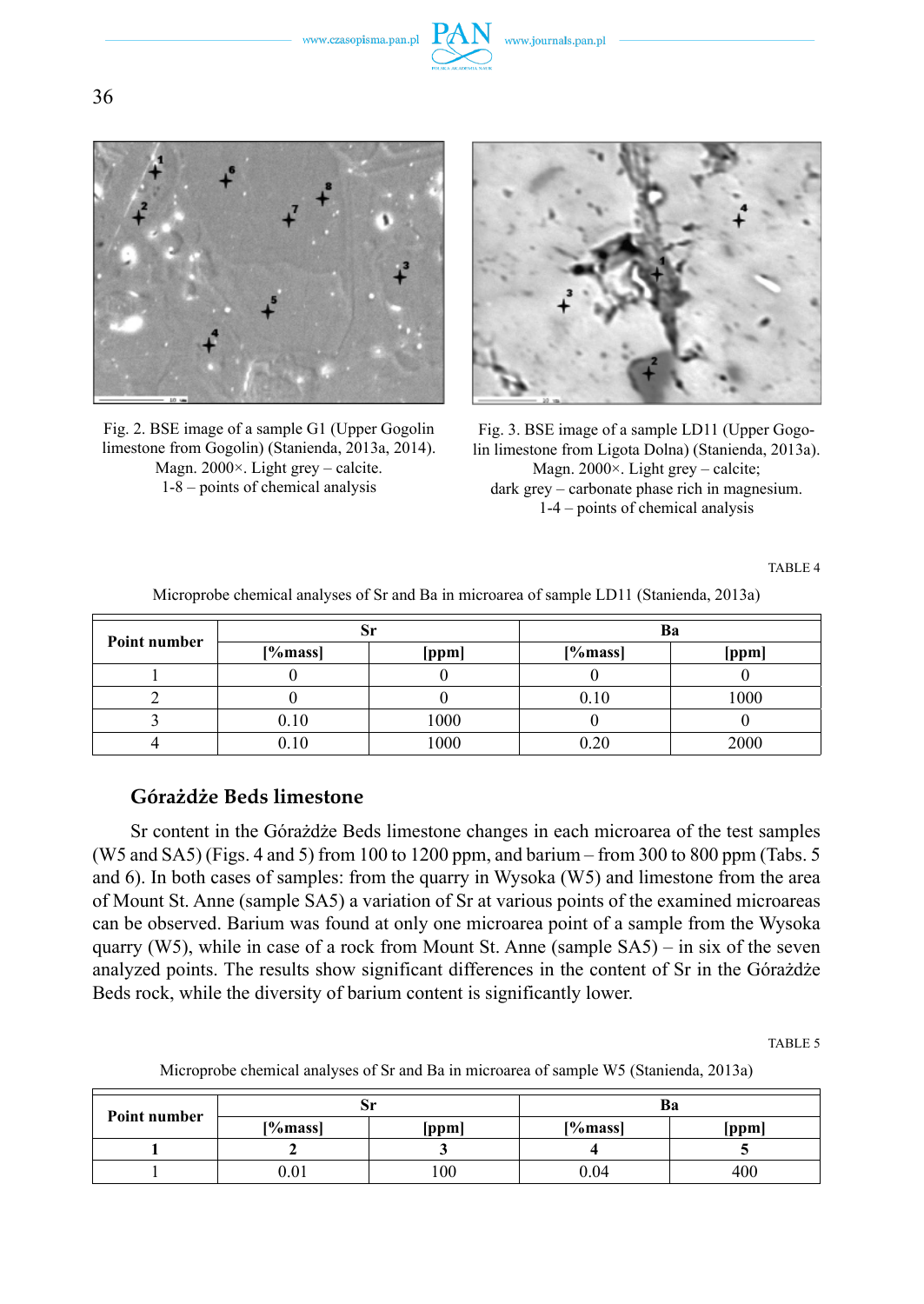Fig. 2. BSE image of a sample G1 (Upper Gogolin limestone from Gogolin) (Stanienda, 2013a, 2014). Magn. 2000×. Light grey – calcite. 1-8 – points of chemical analysis

Fig. 3. BSE image of a sample LD11 (Upper Gogolin limestone from Ligota Dolna) (Stanienda, 2013a). Magn. 2000×. Light grey – calcite; dark grey – carbonate phase rich in magnesium. 1-4 – points of chemical analysis

TABLE 4

Microprobe chemical analyses of Sr and Ba in microarea of sample LD11 (Stanienda, 2013a)

| Point number | Sr | | Ba | |
|---|---|---|---|---|
| | [%mass] | [ppm] | [%mass] | [ppm] |
| 1 | 0 | 0 | 0 | 0 |
| 2 | 0 | 0 | 0.10 | 1000 |
| 3 | 0.10 | 1000 | 0 | 0 |
| 4 | 0.10 | 1000 | 0.20 | 2000 |

### Górażdże Beds limestone

Sr content in the Górażdże Beds limestone changes in each microarea of the test samples (W5 and SA5) (Figs. 4 and 5) from 100 to 1200 ppm, and barium – from 300 to 800 ppm (Tabs. 5 and 6). In both cases of samples: from the quarry in Wysoka (W5) and limestone from the area of Mount St. Anne (sample SA5) a variation of Sr at various points of the examined microareas can be observed. Barium was found at only one microarea point of a sample from the Wysoka quarry (W5), while in case of a rock from Mount St. Anne (sample SA5) – in six of the seven analyzed points. The results show significant differences in the content of Sr in the Górażdże Beds rock, while the diversity of barium content is significantly lower.

TABLE 5

Microprobe chemical analyses of Sr and Ba in microarea of sample W5 (Stanienda, 2013a)

| Point number | Sr | | Ba | |
|---|---|---|---|---|
| | [%mass] | [ppm] | [%mass] | [ppm] |
| **1** | **2** | **3** | **4** | **5** |
| 1 | 0.01 | 100 | 0.04 | 400 |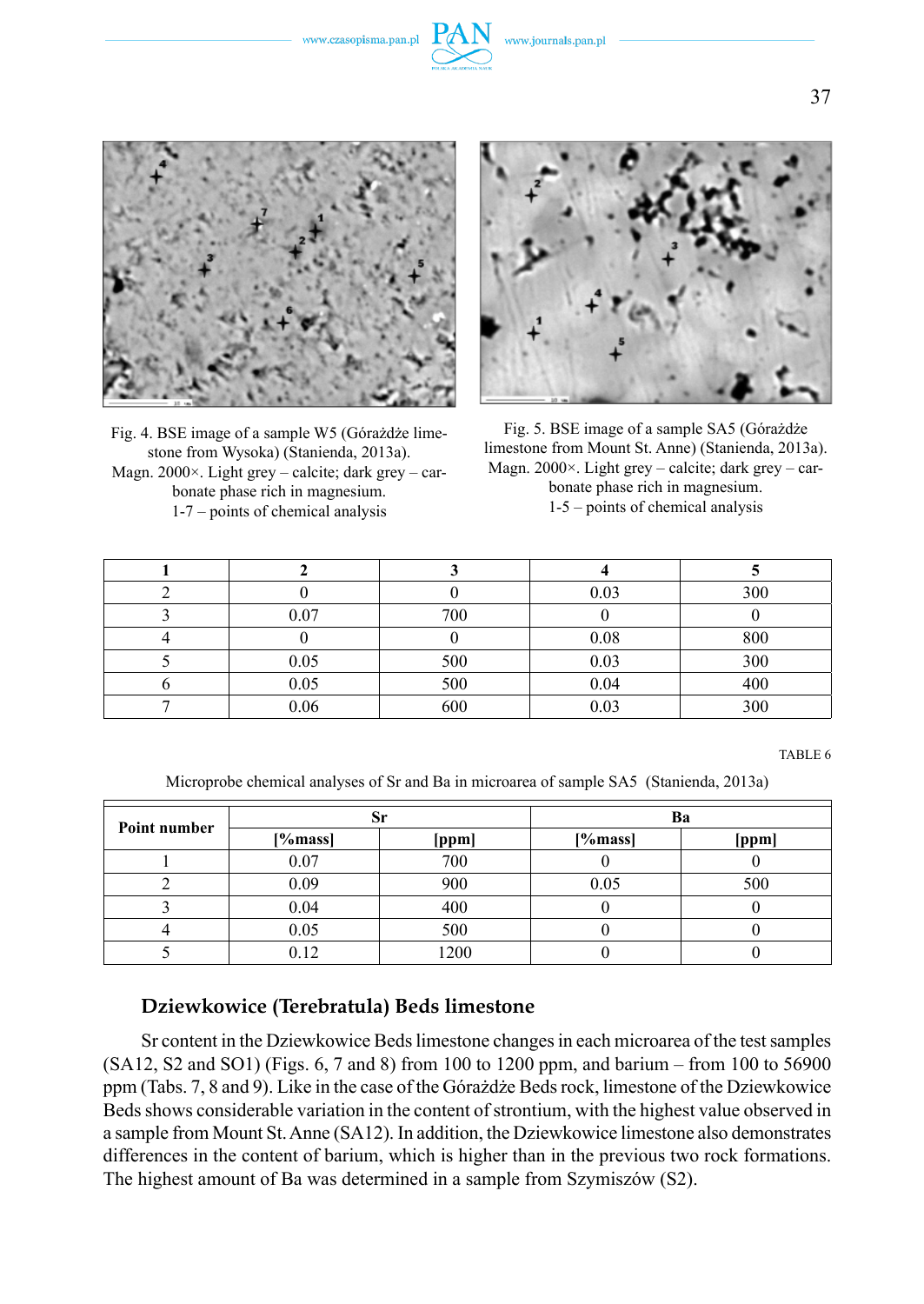Fig. 4. BSE image of a sample W5 (Górażdże limestone from Wysoka) (Stanienda, 2013a). Magn. 2000×. Light grey – calcite; dark grey – carbonate phase rich in magnesium. 1-7 – points of chemical analysis

Fig. 5. BSE image of a sample SA5 (Górażdże limestone from Mount St. Anne) (Stanienda, 2013a). Magn. 2000×. Light grey – calcite; dark grey – carbonate phase rich in magnesium. 1-5 – points of chemical analysis

| 1 | 2 | 3 | 4 | 5 |
|---|---|---|---|---|
| 2 | 0 | 0 | 0.03 | 300 |
| 3 | 0.07 | 700 | 0 | 0 |
| 4 | 0 | 0 | 0.08 | 800 |
| 5 | 0.05 | 500 | 0.03 | 300 |
| 6 | 0.05 | 500 | 0.04 | 400 |
| 7 | 0.06 | 600 | 0.03 | 300 |

TABLE 6

Microprobe chemical analyses of Sr and Ba in microarea of sample SA5 (Stanienda, 2013a)

| Point number | Sr | | Ba | |
|---|---|---|---|---|
| | [%mass] | [ppm] | [%mass] | [ppm] |
| 1 | 0.07 | 700 | 0 | 0 |
| 2 | 0.09 | 900 | 0.05 | 500 |
| 3 | 0.04 | 400 | 0 | 0 |
| 4 | 0.05 | 500 | 0 | 0 |
| 5 | 0.12 | 1200 | 0 | 0 |

## Dziewkowice (Terebratula) Beds limestone

Sr content in the Dziewkowice Beds limestone changes in each microarea of the test samples (SA12, S2 and SO1) (Figs. 6, 7 and 8) from 100 to 1200 ppm, and barium – from 100 to 56900 ppm (Tabs. 7, 8 and 9). Like in the case of the Górażdże Beds rock, limestone of the Dziewkowice Beds shows considerable variation in the content of strontium, with the highest value observed in a sample from Mount St. Anne (SA12). In addition, the Dziewkowice limestone also demonstrates differences in the content of barium, which is higher than in the previous two rock formations. The highest amount of Ba was determined in a sample from Szymiszów (S2).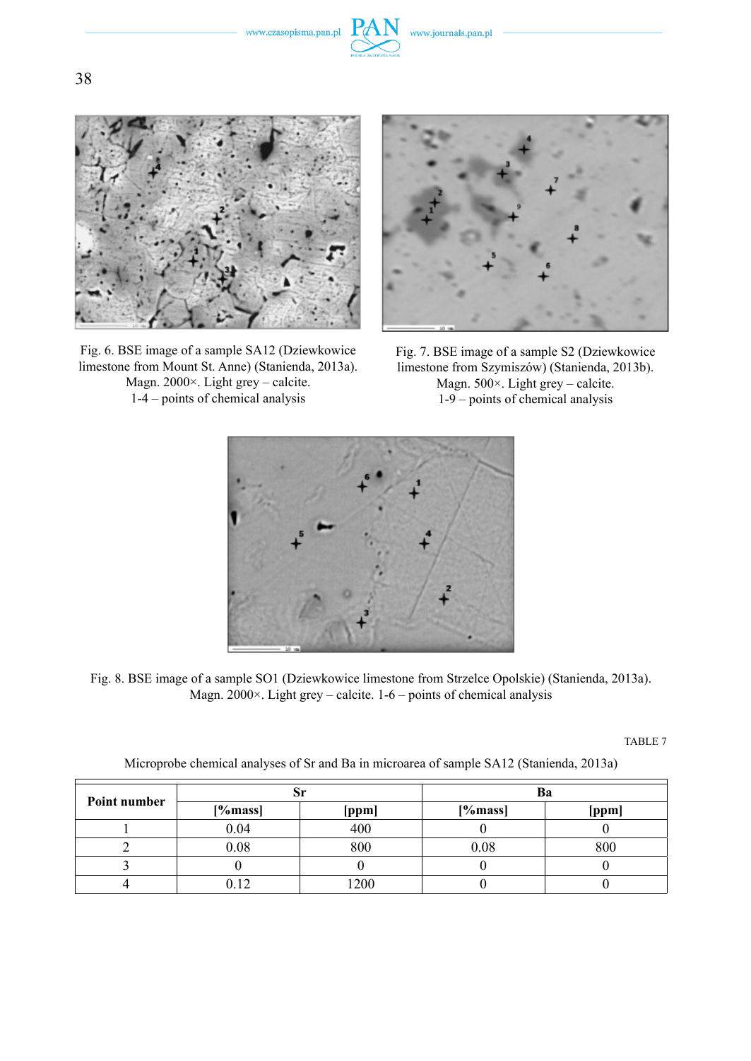Fig. 6. BSE image of a sample SA12 (Dziewkowice limestone from Mount St. Anne) (Stanienda, 2013a). Magn. 2000×. Light grey – calcite. 1-4 – points of chemical analysis

Fig. 7. BSE image of a sample S2 (Dziewkowice limestone from Szymiszów) (Stanienda, 2013b). Magn. 500×. Light grey – calcite. 1-9 – points of chemical analysis

Fig. 8. BSE image of a sample SO1 (Dziewkowice limestone from Strzelce Opolskie) (Stanienda, 2013a). Magn. 2000×. Light grey – calcite. 1-6 – points of chemical analysis

TABLE 7

Microprobe chemical analyses of Sr and Ba in microarea of sample SA12 (Stanienda, 2013a)

| Point number | Sr | | Ba | |
|---|---|---|---|---|
| | [%mass] | [ppm] | [%mass] | [ppm] |
| 1 | 0.04 | 400 | 0 | 0 |
| 2 | 0.08 | 800 | 0.08 | 800 |
| 3 | 0 | 0 | 0 | 0 |
| 4 | 0.12 | 1200 | 0 | 0 |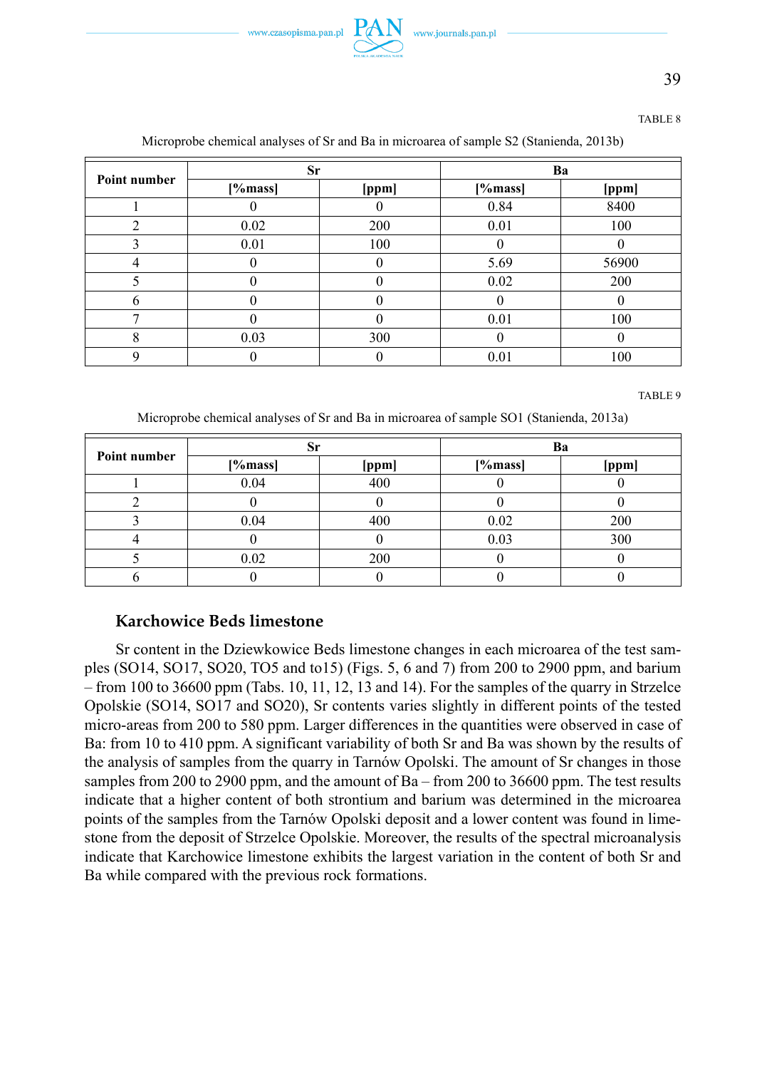TABLE 8

Microprobe chemical analyses of Sr and Ba in microarea of sample S2 (Stanienda, 2013b)

| Point number | Sr | | Ba | |
|---|---|---|---|---|
| | [%mass] | [ppm] | [%mass] | [ppm] |
| 1 | 0 | 0 | 0.84 | 8400 |
| 2 | 0.02 | 200 | 0.01 | 100 |
| 3 | 0.01 | 100 | 0 | 0 |
| 4 | 0 | 0 | 5.69 | 56900 |
| 5 | 0 | 0 | 0.02 | 200 |
| 6 | 0 | 0 | 0 | 0 |
| 7 | 0 | 0 | 0.01 | 100 |
| 8 | 0.03 | 300 | 0 | 0 |
| 9 | 0 | 0 | 0.01 | 100 |

TABLE 9

Microprobe chemical analyses of Sr and Ba in microarea of sample SO1 (Stanienda, 2013a)

| Point number | Sr | | Ba | |
|---|---|---|---|---|
| | [%mass] | [ppm] | [%mass] | [ppm] |
| 1 | 0.04 | 400 | 0 | 0 |
| 2 | 0 | 0 | 0 | 0 |
| 3 | 0.04 | 400 | 0.02 | 200 |
| 4 | 0 | 0 | 0.03 | 300 |
| 5 | 0.02 | 200 | 0 | 0 |
| 6 | 0 | 0 | 0 | 0 |

### Karchowice Beds limestone

Sr content in the Dziewkowice Beds limestone changes in each microarea of the test samples (SO14, SO17, SO20, TO5 and to15) (Figs. 5, 6 and 7) from 200 to 2900 ppm, and barium – from 100 to 36600 ppm (Tabs. 10, 11, 12, 13 and 14). For the samples of the quarry in Strzelce Opolskie (SO14, SO17 and SO20), Sr contents varies slightly in different points of the tested micro-areas from 200 to 580 ppm. Larger differences in the quantities were observed in case of Ba: from 10 to 410 ppm. A significant variability of both Sr and Ba was shown by the results of the analysis of samples from the quarry in Tarnów Opolski. The amount of Sr changes in those samples from 200 to 2900 ppm, and the amount of Ba – from 200 to 36600 ppm. The test results indicate that a higher content of both strontium and barium was determined in the microarea points of the samples from the Tarnów Opolski deposit and a lower content was found in limestone from the deposit of Strzelce Opolskie. Moreover, the results of the spectral microanalysis indicate that Karchowice limestone exhibits the largest variation in the content of both Sr and Ba while compared with the previous rock formations.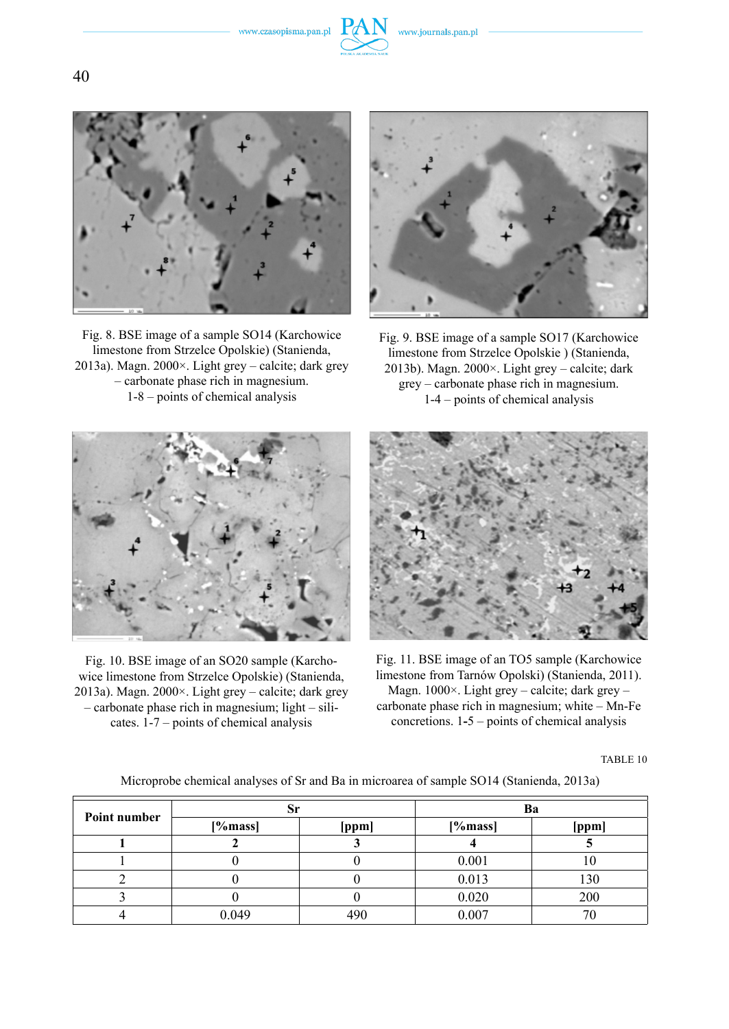Fig. 8. BSE image of a sample SO14 (Karchowice limestone from Strzelce Opolskie) (Stanienda, 2013a). Magn. 2000×. Light grey – calcite; dark grey – carbonate phase rich in magnesium. 1-8 – points of chemical analysis

Fig. 9. BSE image of a sample SO17 (Karchowice limestone from Strzelce Opolskie ) (Stanienda, 2013b). Magn. 2000×. Light grey – calcite; dark grey – carbonate phase rich in magnesium. 1-4 – points of chemical analysis

Fig. 10. BSE image of an SO20 sample (Karchowice limestone from Strzelce Opolskie) (Stanienda, 2013a). Magn. 2000×. Light grey – calcite; dark grey – carbonate phase rich in magnesium; light – silicates. 1-7 – points of chemical analysis

Fig. 11. BSE image of an TO5 sample (Karchowice limestone from Tarnów Opolski) (Stanienda, 2011). Magn. 1000×. Light grey – calcite; dark grey – carbonate phase rich in magnesium; white – Mn-Fe concretions. 1-5 – points of chemical analysis

TABLE 10

Microprobe chemical analyses of Sr and Ba in microarea of sample SO14 (Stanienda, 2013a)

| Point number | Sr | | Ba | |
|---|---|---|---|---|
| | [%mass] | [ppm] | [%mass] | [ppm] |
| 1 | 2 | 3 | 4 | 5 |
| 1 | 0 | 0 | 0.001 | 10 |
| 2 | 0 | 0 | 0.013 | 130 |
| 3 | 0 | 0 | 0.020 | 200 |
| 4 | 0.049 | 490 | 0.007 | 70 |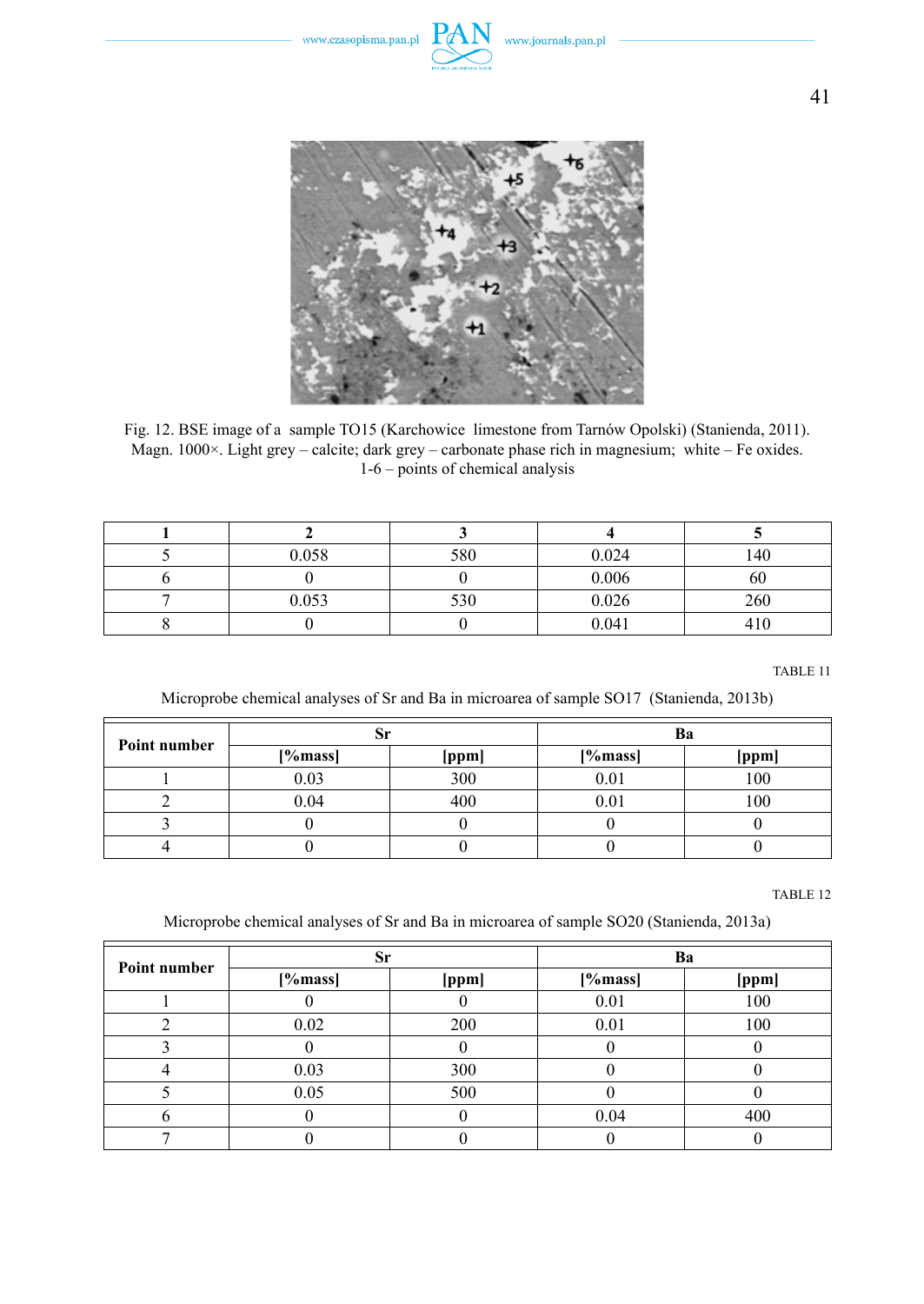Fig. 12. BSE image of a sample TO15 (Karchowice limestone from Tarnów Opolski) (Stanienda, 2011). Magn. 1000×. Light grey – calcite; dark grey – carbonate phase rich in magnesium; white – Fe oxides. 1-6 – points of chemical analysis

| 1 | 2 | 3 | 4 | 5 |
|---|---|---|---|---|
| 5 | 0.058 | 580 | 0.024 | 140 |
| 6 | 0 | 0 | 0.006 | 60 |
| 7 | 0.053 | 530 | 0.026 | 260 |
| 8 | 0 | 0 | 0.041 | 410 |

TABLE 11

Microprobe chemical analyses of Sr and Ba in microarea of sample SO17 (Stanienda, 2013b)

| Point number | Sr | | Ba | |
|---|---|---|---|---|
| | [%mass] | [ppm] | [%mass] | [ppm] |
| 1 | 0.03 | 300 | 0.01 | 100 |
| 2 | 0.04 | 400 | 0.01 | 100 |
| 3 | 0 | 0 | 0 | 0 |
| 4 | 0 | 0 | 0 | 0 |

TABLE 12

Microprobe chemical analyses of Sr and Ba in microarea of sample SO20 (Stanienda, 2013a)

| Point number | Sr | | Ba | |
|---|---|---|---|---|
| | [%mass] | [ppm] | [%mass] | [ppm] |
| 1 | 0 | 0 | 0.01 | 100 |
| 2 | 0.02 | 200 | 0.01 | 100 |
| 3 | 0 | 0 | 0 | 0 |
| 4 | 0.03 | 300 | 0 | 0 |
| 5 | 0.05 | 500 | 0 | 0 |
| 6 | 0 | 0 | 0.04 | 400 |
| 7 | 0 | 0 | 0 | 0 |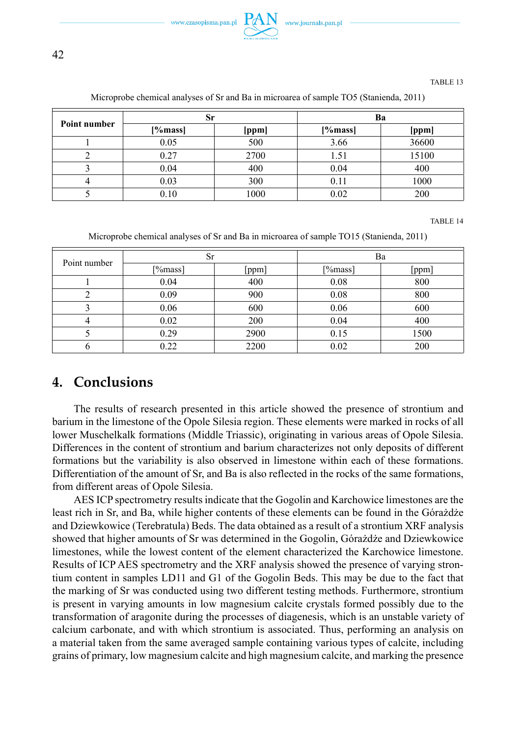TABLE 13

Microprobe chemical analyses of Sr and Ba in microarea of sample TO5 (Stanienda, 2011)

| **Point number** | **Sr** | | **Ba** | |
|---|---|---|---|---|
| | **[%mass]** | **[ppm]** | **[%mass]** | **[ppm]** |
| 1 | 0.05 | 500 | 3.66 | 36600 |
| 2 | 0.27 | 2700 | 1.51 | 15100 |
| 3 | 0.04 | 400 | 0.04 | 400 |
| 4 | 0.03 | 300 | 0.11 | 1000 |
| 5 | 0.10 | 1000 | 0.02 | 200 |

TABLE 14

Microprobe chemical analyses of Sr and Ba in microarea of sample TO15 (Stanienda, 2011)

| Point number | Sr | | Ba | |
|---|---|---|---|---|
| | [%mass] | [ppm] | [%mass] | [ppm] |
| 1 | 0.04 | 400 | 0.08 | 800 |
| 2 | 0.09 | 900 | 0.08 | 800 |
| 3 | 0.06 | 600 | 0.06 | 600 |
| 4 | 0.02 | 200 | 0.04 | 400 |
| 5 | 0.29 | 2900 | 0.15 | 1500 |
| 6 | 0.22 | 2200 | 0.02 | 200 |

## 4. Conclusions

The results of research presented in this article showed the presence of strontium and barium in the limestone of the Opole Silesia region. These elements were marked in rocks of all lower Muschelkalk formations (Middle Triassic), originating in various areas of Opole Silesia. Differences in the content of strontium and barium characterizes not only deposits of different formations but the variability is also observed in limestone within each of these formations. Differentiation of the amount of Sr, and Ba is also reflected in the rocks of the same formations, from different areas of Opole Silesia.

AES ICP spectrometry results indicate that the Gogolin and Karchowice limestones are the least rich in Sr, and Ba, while higher contents of these elements can be found in the Górażdże and Dziewkowice (Terebratula) Beds. The data obtained as a result of a strontium XRF analysis showed that higher amounts of Sr was determined in the Gogolin, Górażdże and Dziewkowice limestones, while the lowest content of the element characterized the Karchowice limestone. Results of ICP AES spectrometry and the XRF analysis showed the presence of varying strontium content in samples LD11 and G1 of the Gogolin Beds. This may be due to the fact that the marking of Sr was conducted using two different testing methods. Furthermore, strontium is present in varying amounts in low magnesium calcite crystals formed possibly due to the transformation of aragonite during the processes of diagenesis, which is an unstable variety of calcium carbonate, and with which strontium is associated. Thus, performing an analysis on a material taken from the same averaged sample containing various types of calcite, including grains of primary, low magnesium calcite and high magnesium calcite, and marking the presence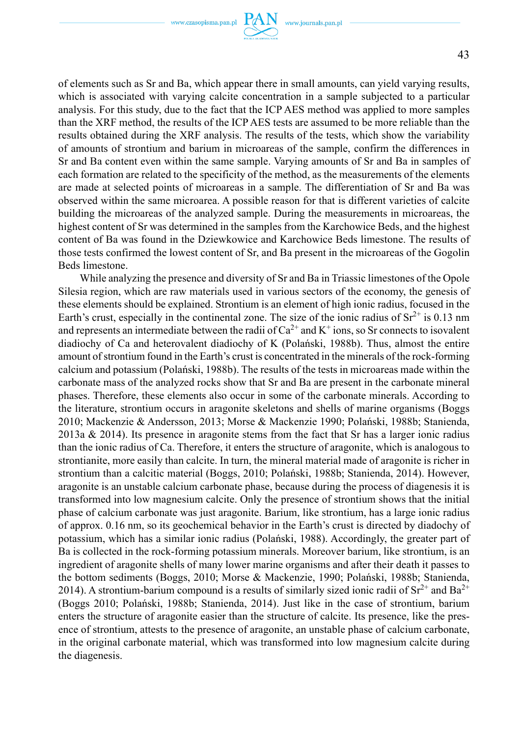of elements such as Sr and Ba, which appear there in small amounts, can yield varying results, which is associated with varying calcite concentration in a sample subjected to a particular analysis. For this study, due to the fact that the ICP AES method was applied to more samples than the XRF method, the results of the ICP AES tests are assumed to be more reliable than the results obtained during the XRF analysis. The results of the tests, which show the variability of amounts of strontium and barium in microareas of the sample, confirm the differences in Sr and Ba content even within the same sample. Varying amounts of Sr and Ba in samples of each formation are related to the specificity of the method, as the measurements of the elements are made at selected points of microareas in a sample. The differentiation of Sr and Ba was observed within the same microarea. A possible reason for that is different varieties of calcite building the microareas of the analyzed sample. During the measurements in microareas, the highest content of Sr was determined in the samples from the Karchowice Beds, and the highest content of Ba was found in the Dziewkowice and Karchowice Beds limestone. The results of those tests confirmed the lowest content of Sr, and Ba present in the microareas of the Gogolin Beds limestone.

While analyzing the presence and diversity of Sr and Ba in Triassic limestones of the Opole Silesia region, which are raw materials used in various sectors of the economy, the genesis of these elements should be explained. Strontium is an element of high ionic radius, focused in the Earth's crust, especially in the continental zone. The size of the ionic radius of $Sr^{2+}$ is 0.13 nm and represents an intermediate between the radii of $Ca^{2+}$ and $K^{+}$ ions, so Sr connects to isovalent diadochy of Ca and heterovalent diadochy of K (Polański, 1988b). Thus, almost the entire amount of strontium found in the Earth's crust is concentrated in the minerals of the rock-forming calcium and potassium (Polański, 1988b). The results of the tests in microareas made within the carbonate mass of the analyzed rocks show that Sr and Ba are present in the carbonate mineral phases. Therefore, these elements also occur in some of the carbonate minerals. According to the literature, strontium occurs in aragonite skeletons and shells of marine organisms (Boggs 2010; Mackenzie & Andersson, 2013; Morse & Mackenzie 1990; Polański, 1988b; Stanienda, 2013a & 2014). Its presence in aragonite stems from the fact that Sr has a larger ionic radius than the ionic radius of Ca. Therefore, it enters the structure of aragonite, which is analogous to strontianite, more easily than calcite. In turn, the mineral material made of aragonite is richer in strontium than a calcitic material (Boggs, 2010; Polański, 1988b; Stanienda, 2014). However, aragonite is an unstable calcium carbonate phase, because during the process of diagenesis it is transformed into low magnesium calcite. Only the presence of strontium shows that the initial phase of calcium carbonate was just aragonite. Barium, like strontium, has a large ionic radius of approx. 0.16 nm, so its geochemical behavior in the Earth's crust is directed by diadochy of potassium, which has a similar ionic radius (Polański, 1988). Accordingly, the greater part of Ba is collected in the rock-forming potassium minerals. Moreover barium, like strontium, is an ingredient of aragonite shells of many lower marine organisms and after their death it passes to the bottom sediments (Boggs, 2010; Morse & Mackenzie, 1990; Polański, 1988b; Stanienda, 2014). A strontium-barium compound is a results of similarly sized ionic radii of $Sr^{2+}$ and $Ba^{2+}$ (Boggs 2010; Polański, 1988b; Stanienda, 2014). Just like in the case of strontium, barium enters the structure of aragonite easier than the structure of calcite. Its presence, like the presence of strontium, attests to the presence of aragonite, an unstable phase of calcium carbonate, in the original carbonate material, which was transformed into low magnesium calcite during the diagenesis.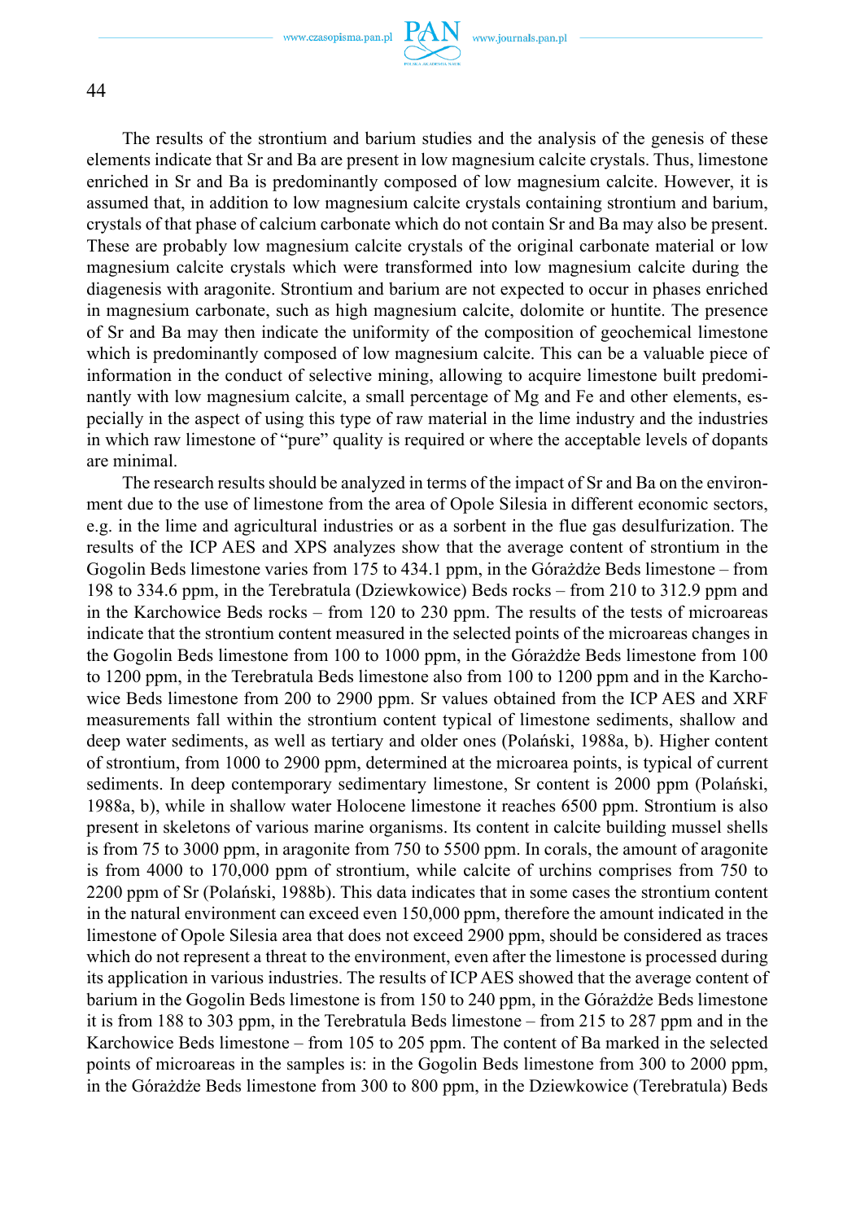The results of the strontium and barium studies and the analysis of the genesis of these elements indicate that Sr and Ba are present in low magnesium calcite crystals. Thus, limestone enriched in Sr and Ba is predominantly composed of low magnesium calcite. However, it is assumed that, in addition to low magnesium calcite crystals containing strontium and barium, crystals of that phase of calcium carbonate which do not contain Sr and Ba may also be present. These are probably low magnesium calcite crystals of the original carbonate material or low magnesium calcite crystals which were transformed into low magnesium calcite during the diagenesis with aragonite. Strontium and barium are not expected to occur in phases enriched in magnesium carbonate, such as high magnesium calcite, dolomite or huntite. The presence of Sr and Ba may then indicate the uniformity of the composition of geochemical limestone which is predominantly composed of low magnesium calcite. This can be a valuable piece of information in the conduct of selective mining, allowing to acquire limestone built predominantly with low magnesium calcite, a small percentage of Mg and Fe and other elements, especially in the aspect of using this type of raw material in the lime industry and the industries in which raw limestone of "pure" quality is required or where the acceptable levels of dopants are minimal.

The research results should be analyzed in terms of the impact of Sr and Ba on the environment due to the use of limestone from the area of Opole Silesia in different economic sectors, e.g. in the lime and agricultural industries or as a sorbent in the flue gas desulfurization. The results of the ICP AES and XPS analyzes show that the average content of strontium in the Gogolin Beds limestone varies from 175 to 434.1 ppm, in the Góraždże Beds limestone – from 198 to 334.6 ppm, in the Terebratula (Dziewkowice) Beds rocks – from 210 to 312.9 ppm and in the Karchowice Beds rocks – from 120 to 230 ppm. The results of the tests of microareas indicate that the strontium content measured in the selected points of the microareas changes in the Gogolin Beds limestone from 100 to 1000 ppm, in the Góraždże Beds limestone from 100 to 1200 ppm, in the Terebratula Beds limestone also from 100 to 1200 ppm and in the Karchowice Beds limestone from 200 to 2900 ppm. Sr values obtained from the ICP AES and XRF measurements fall within the strontium content typical of limestone sediments, shallow and deep water sediments, as well as tertiary and older ones (Polański, 1988a, b). Higher content of strontium, from 1000 to 2900 ppm, determined at the microarea points, is typical of current sediments. In deep contemporary sedimentary limestone, Sr content is 2000 ppm (Polański, 1988a, b), while in shallow water Holocene limestone it reaches 6500 ppm. Strontium is also present in skeletons of various marine organisms. Its content in calcite building mussel shells is from 75 to 3000 ppm, in aragonite from 750 to 5500 ppm. In corals, the amount of aragonite is from 4000 to 170,000 ppm of strontium, while calcite of urchins comprises from 750 to 2200 ppm of Sr (Polański, 1988b). This data indicates that in some cases the strontium content in the natural environment can exceed even 150,000 ppm, therefore the amount indicated in the limestone of Opole Silesia area that does not exceed 2900 ppm, should be considered as traces which do not represent a threat to the environment, even after the limestone is processed during its application in various industries. The results of ICP AES showed that the average content of barium in the Gogolin Beds limestone is from 150 to 240 ppm, in the Góraždże Beds limestone it is from 188 to 303 ppm, in the Terebratula Beds limestone – from 215 to 287 ppm and in the Karchowice Beds limestone – from 105 to 205 ppm. The content of Ba marked in the selected points of microareas in the samples is: in the Gogolin Beds limestone from 300 to 2000 ppm, in the Góraždże Beds limestone from 300 to 800 ppm, in the Dziewkowice (Terebratula) Beds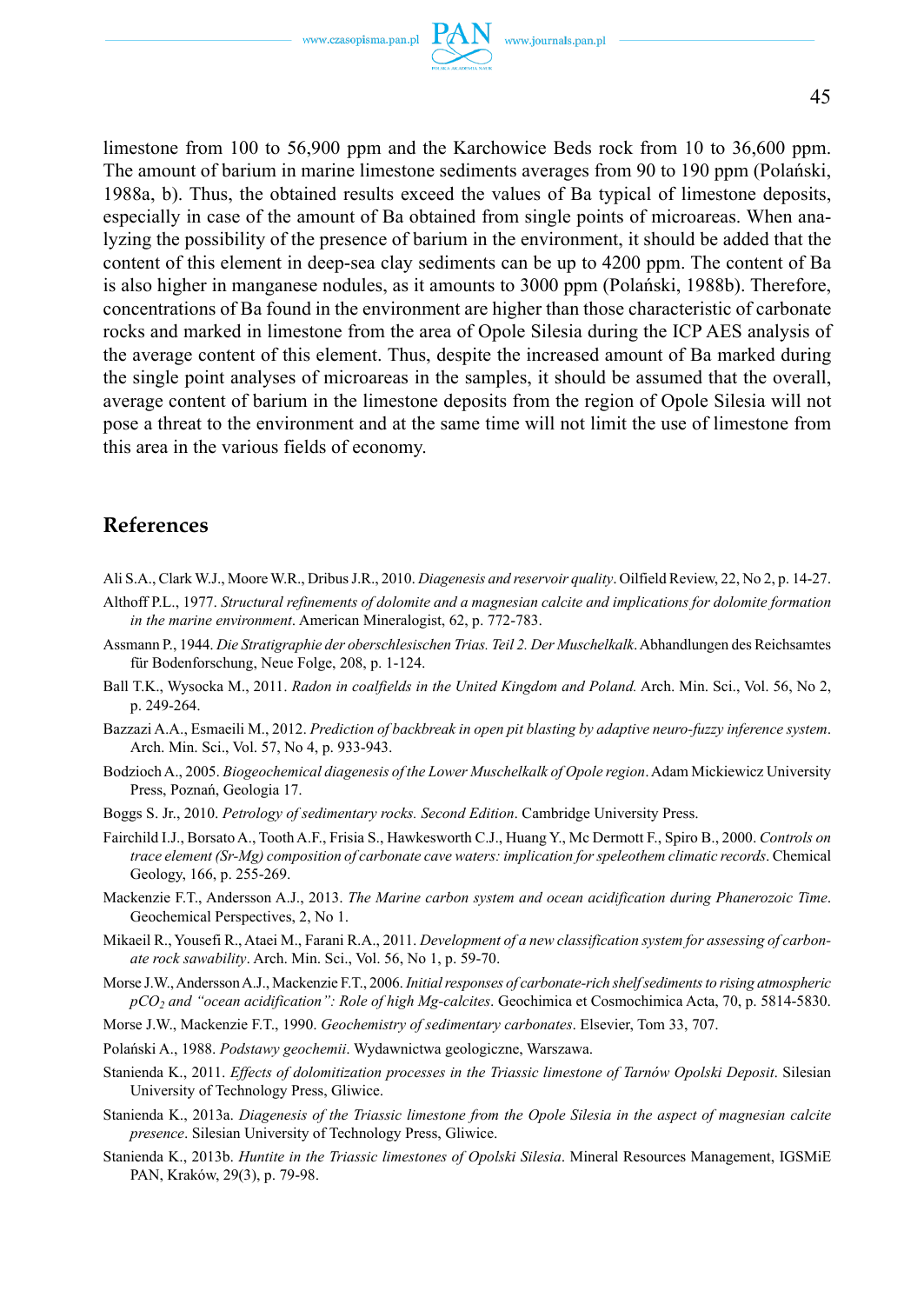limestone from 100 to 56,900 ppm and the Karchowice Beds rock from 10 to 36,600 ppm. The amount of barium in marine limestone sediments averages from 90 to 190 ppm (Polański, 1988a, b). Thus, the obtained results exceed the values of Ba typical of limestone deposits, especially in case of the amount of Ba obtained from single points of microareas. When analyzing the possibility of the presence of barium in the environment, it should be added that the content of this element in deep-sea clay sediments can be up to 4200 ppm. The content of Ba is also higher in manganese nodules, as it amounts to 3000 ppm (Polański, 1988b). Therefore, concentrations of Ba found in the environment are higher than those characteristic of carbonate rocks and marked in limestone from the area of Opole Silesia during the ICP AES analysis of the average content of this element. Thus, despite the increased amount of Ba marked during the single point analyses of microareas in the samples, it should be assumed that the overall, average content of barium in the limestone deposits from the region of Opole Silesia will not pose a threat to the environment and at the same time will not limit the use of limestone from this area in the various fields of economy.

## References

Ali S.A., Clark W.J., Moore W.R., Dribus J.R., 2010. *Diagenesis and reservoir quality*. Oilfield Review, 22, No 2, p. 14-27.

Althoff P.L., 1977. *Structural refinements of dolomite and a magnesian calcite and implications for dolomite formation in the marine environment*. American Mineralogist, 62, p. 772-783.

Assmann P., 1944. *Die Stratigraphie der oberschlesischen Trias. Teil 2. Der Muschelkalk*. Abhandlungen des Reichsamtes für Bodenforschung, Neue Folge, 208, p. 1-124.

Ball T.K., Wysocka M., 2011. *Radon in coalfields in the United Kingdom and Poland.* Arch. Min. Sci., Vol. 56, No 2, p. 249-264.

Bazzazi A.A., Esmaeili M., 2012. *Prediction of backbreak in open pit blasting by adaptive neuro-fuzzy inference system*. Arch. Min. Sci., Vol. 57, No 4, p. 933-943.

Bodzioch A., 2005. *Biogeochemical diagenesis of the Lower Muschelkalk of Opole region*. Adam Mickiewicz University Press, Poznań, Geologia 17.

Boggs S. Jr., 2010. *Petrology of sedimentary rocks. Second Edition*. Cambridge University Press.

Fairchild I.J., Borsato A., Tooth A.F., Frisia S., Hawkesworth C.J., Huang Y., Mc Dermott F., Spiro B., 2000. *Controls on trace element (Sr-Mg) composition of carbonate cave waters: implication for speleothem climatic records*. Chemical Geology, 166, p. 255-269.

Mackenzie F.T., Andersson A.J., 2013. *The Marine carbon system and ocean acidification during Phanerozoic Time*. Geochemical Perspectives, 2, No 1.

Mikaeil R., Yousefi R., Ataei M., Farani R.A., 2011. *Development of a new classification system for assessing of carbonate rock sawability*. Arch. Min. Sci., Vol. 56, No 1, p. 59-70.

Morse J.W., Andersson A.J., Mackenzie F.T., 2006. *Initial responses of carbonate-rich shelf sediments to rising atmospheric $pCO_2$ and "ocean acidification": Role of high Mg-calcites*. Geochimica et Cosmochimica Acta, 70, p. 5814-5830.

Morse J.W., Mackenzie F.T., 1990. *Geochemistry of sedimentary carbonates*. Elsevier, Tom 33, 707.

Polański A., 1988. *Podstawy geochemii*. Wydawnictwa geologiczne, Warszawa.

Stanienda K., 2011. *Effects of dolomitization processes in the Triassic limestone of Tarnów Opolski Deposit*. Silesian University of Technology Press, Gliwice.

Stanienda K., 2013a. *Diagenesis of the Triassic limestone from the Opole Silesia in the aspect of magnesian calcite presence*. Silesian University of Technology Press, Gliwice.

Stanienda K., 2013b. *Huntite in the Triassic limestones of Opolski Silesia*. Mineral Resources Management, IGSMiE PAN, Kraków, 29(3), p. 79-98.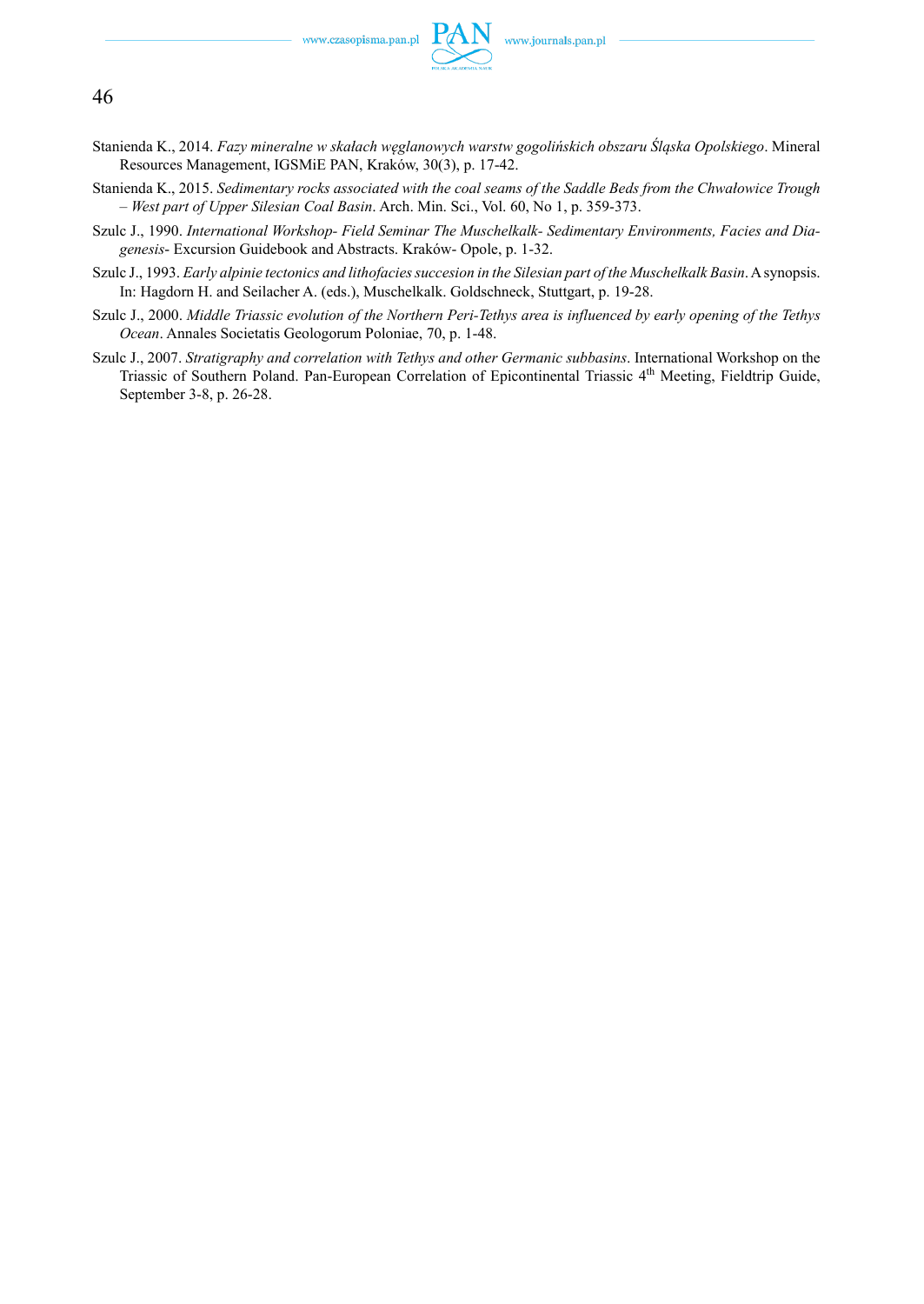Stanienda K., 2014. *Fazy mineralne w skałach węglanowych warstw gogolińskich obszaru Śląska Opolskiego*. Mineral Resources Management, IGSMiE PAN, Kraków, 30(3), p. 17-42.

Stanienda K., 2015. *Sedimentary rocks associated with the coal seams of the Saddle Beds from the Chwałowice Trough – West part of Upper Silesian Coal Basin*. Arch. Min. Sci., Vol. 60, No 1, p. 359-373.

Szulc J., 1990. *International Workshop- Field Seminar The Muschelkalk- Sedimentary Environments, Facies and Diagenesis*- Excursion Guidebook and Abstracts. Kraków- Opole, p. 1-32.

Szulc J., 1993. *Early alpinie tectonics and lithofacies succesion in the Silesian part of the Muschelkalk Basin*. A synopsis. In: Hagdorn H. and Seilacher A. (eds.), Muschelkalk. Goldschneck, Stuttgart, p. 19-28.

Szulc J., 2000. *Middle Triassic evolution of the Northern Peri-Tethys area is influenced by early opening of the Tethys Ocean*. Annales Societatis Geologorum Poloniae, 70, p. 1-48.

Szulc J., 2007. *Stratigraphy and correlation with Tethys and other Germanic subbasins*. International Workshop on the Triassic of Southern Poland. Pan-European Correlation of Epicontinental Triassic 4th Meeting, Fieldtrip Guide, September 3-8, p. 26-28.